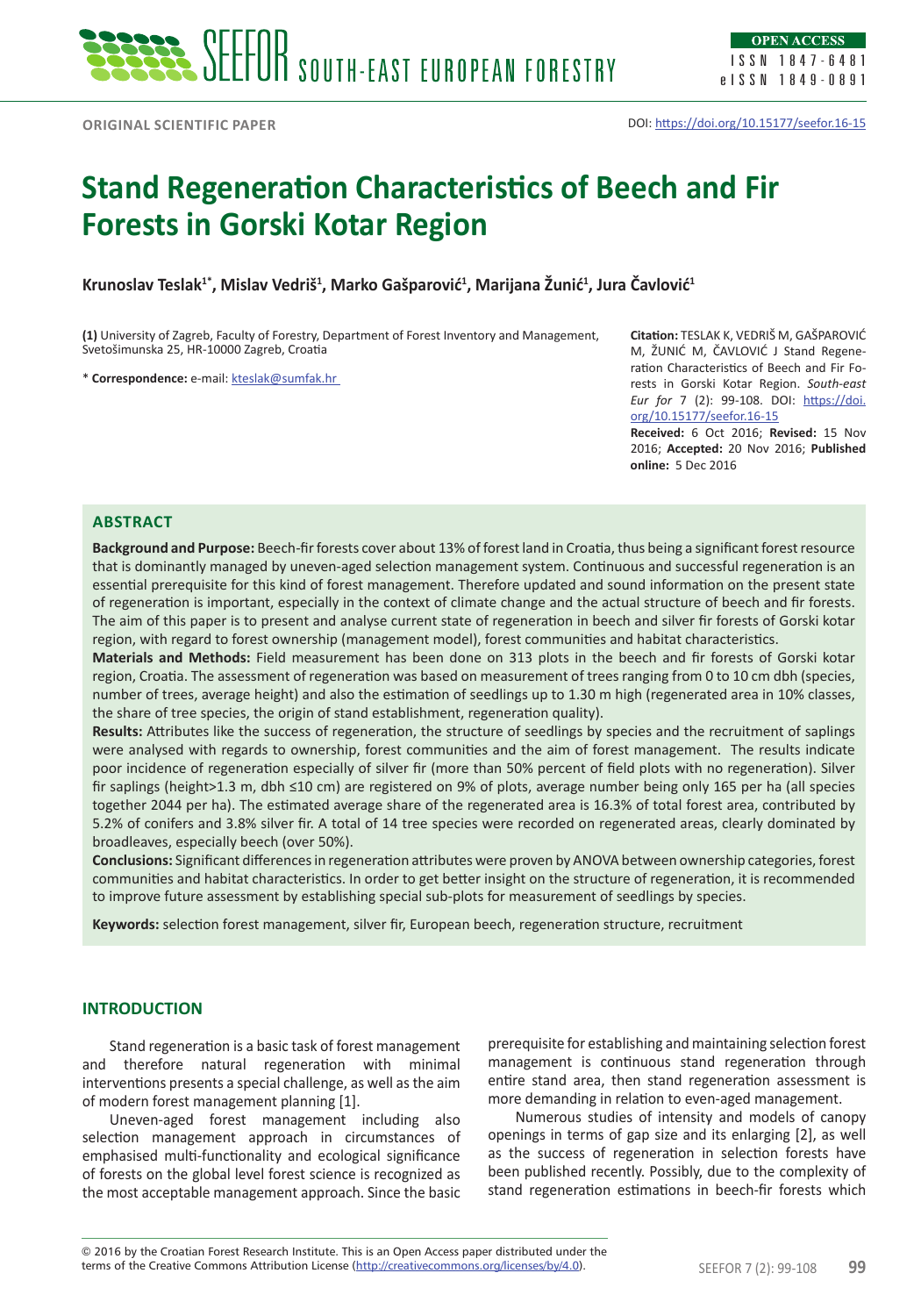ORIGINAL SCIENTIFIC PAPER

DOI: https://doi.org/10.15177/seefor.16-15

# Stand Regeneration Characteristics of Beech and Fir Forests in Gorski Kotar Region

**Krunoslav Teslak[1*], Mislav Vedriš[1], Marko Gašparović[1], Marijana Žunić[1], Jura Čavlović[1]**

**(1)** University of Zagreb, Faculty of Forestry, Department of Forest Inventory and Management, Svetošimunska 25, HR-10000 Zagreb, Croatia

\* **Correspondence:** e-mail: kteslak@sumfak.hr

**Citation:** TESLAK K, VEDRIŠ M, GAŠPAROVIĆ M, ŽUNIĆ M, ČAVLOVIĆ J Stand Regeneration Characteristics of Beech and Fir Forests in Gorski Kotar Region. *South-east Eur for* 7 (2): 99-108. DOI: https://doi.org/10.15177/seefor.16-15

**Received:** 6 Oct 2016; **Revised:** 15 Nov 2016; **Accepted:** 20 Nov 2016; **Published online:** 5 Dec 2016

## ABSTRACT

**Background and Purpose:** Beech-fir forests cover about 13% of forest land in Croatia, thus being a significant forest resource that is dominantly managed by uneven-aged selection management system. Continuous and successful regeneration is an essential prerequisite for this kind of forest management. Therefore updated and sound information on the present state of regeneration is important, especially in the context of climate change and the actual structure of beech and fir forests. The aim of this paper is to present and analyse current state of regeneration in beech and silver fir forests of Gorski kotar region, with regard to forest ownership (management model), forest communities and habitat characteristics.

**Materials and Methods:** Field measurement has been done on 313 plots in the beech and fir forests of Gorski kotar region, Croatia. The assessment of regeneration was based on measurement of trees ranging from 0 to 10 cm dbh (species, number of trees, average height) and also the estimation of seedlings up to 1.30 m high (regenerated area in 10% classes, the share of tree species, the origin of stand establishment, regeneration quality).

**Results:** Attributes like the success of regeneration, the structure of seedlings by species and the recruitment of saplings were analysed with regards to ownership, forest communities and the aim of forest management. The results indicate poor incidence of regeneration especially of silver fir (more than 50% percent of field plots with no regeneration). Silver fir saplings (height>1.3 m, dbh ≤10 cm) are registered on 9% of plots, average number being only 165 per ha (all species together 2044 per ha). The estimated average share of the regenerated area is 16.3% of total forest area, contributed by 5.2% of conifers and 3.8% silver fir. A total of 14 tree species were recorded on regenerated areas, clearly dominated by broadleaves, especially beech (over 50%).

**Conclusions:** Significant differences in regeneration attributes were proven by ANOVA between ownership categories, forest communities and habitat characteristics. In order to get better insight on the structure of regeneration, it is recommended to improve future assessment by establishing special sub-plots for measurement of seedlings by species.

**Keywords:** selection forest management, silver fir, European beech, regeneration structure, recruitment

## INTRODUCTION

Stand regeneration is a basic task of forest management and therefore natural regeneration with minimal interventions presents a special challenge, as well as the aim of modern forest management planning [1].

Uneven-aged forest management including also selection management approach in circumstances of emphasised multi-functionality and ecological significance of forests on the global level forest science is recognized as the most acceptable management approach. Since the basic prerequisite for establishing and maintaining selection forest management is continuous stand regeneration through entire stand area, then stand regeneration assessment is more demanding in relation to even-aged management.

Numerous studies of intensity and models of canopy openings in terms of gap size and its enlarging [2], as well as the success of regeneration in selection forests have been published recently. Possibly, due to the complexity of stand regeneration estimations in beech-fir forests which

© 2016 by the Croatian Forest Research Institute. This is an Open Access paper distributed under the terms of the Creative Commons Attribution License (http://creativecommons.org/licenses/by/4.0).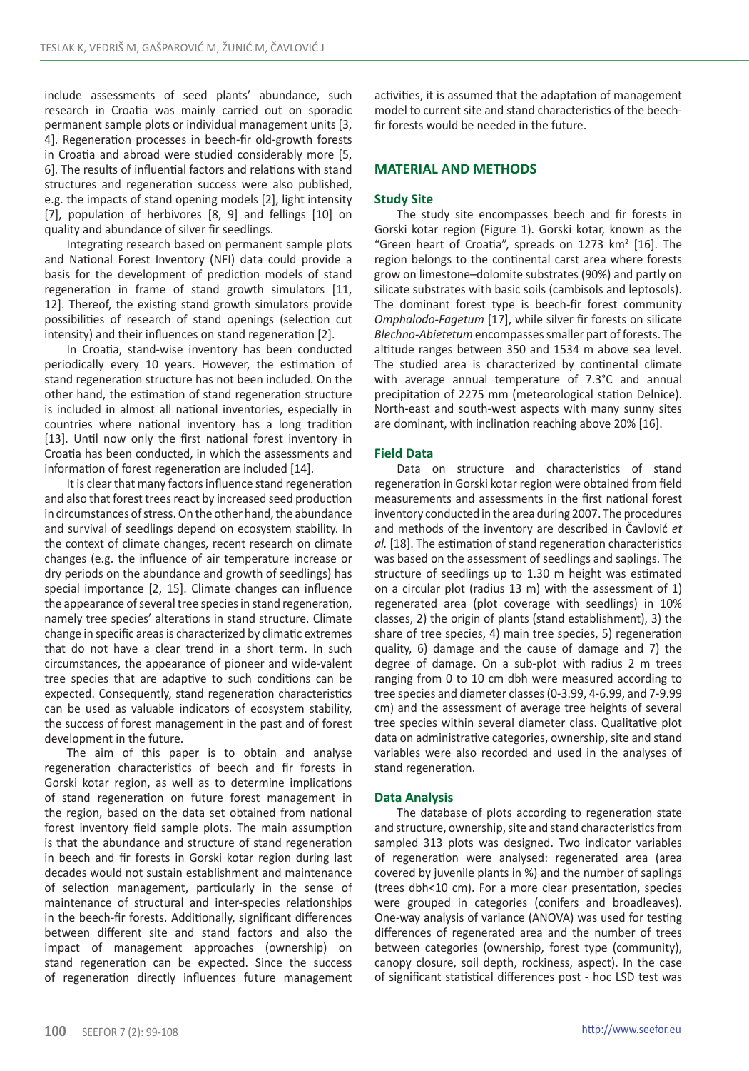include assessments of seed plants' abundance, such research in Croatia was mainly carried out on sporadic permanent sample plots or individual management units [3, 4]. Regeneration processes in beech-fir old-growth forests in Croatia and abroad were studied considerably more [5, 6]. The results of influential factors and relations with stand structures and regeneration success were also published, e.g. the impacts of stand opening models [2], light intensity [7], population of herbivores [8, 9] and fellings [10] on quality and abundance of silver fir seedlings.

Integrating research based on permanent sample plots and National Forest Inventory (NFI) data could provide a basis for the development of prediction models of stand regeneration in frame of stand growth simulators [11, 12]. Thereof, the existing stand growth simulators provide possibilities of research of stand openings (selection cut intensity) and their influences on stand regeneration [2].

In Croatia, stand-wise inventory has been conducted periodically every 10 years. However, the estimation of stand regeneration structure has not been included. On the other hand, the estimation of stand regeneration structure is included in almost all national inventories, especially in countries where national inventory has a long tradition [13]. Until now only the first national forest inventory in Croatia has been conducted, in which the assessments and information of forest regeneration are included [14].

It is clear that many factors influence stand regeneration and also that forest trees react by increased seed production in circumstances of stress. On the other hand, the abundance and survival of seedlings depend on ecosystem stability. In the context of climate changes, recent research on climate changes (e.g. the influence of air temperature increase or dry periods on the abundance and growth of seedlings) has special importance [2, 15]. Climate changes can influence the appearance of several tree species in stand regeneration, namely tree species' alterations in stand structure. Climate change in specific areas is characterized by climatic extremes that do not have a clear trend in a short term. In such circumstances, the appearance of pioneer and wide-valent tree species that are adaptive to such conditions can be expected. Consequently, stand regeneration characteristics can be used as valuable indicators of ecosystem stability, the success of forest management in the past and of forest development in the future.

The aim of this paper is to obtain and analyse regeneration characteristics of beech and fir forests in Gorski kotar region, as well as to determine implications of stand regeneration on future forest management in the region, based on the data set obtained from national forest inventory field sample plots. The main assumption is that the abundance and structure of stand regeneration in beech and fir forests in Gorski kotar region during last decades would not sustain establishment and maintenance of selection management, particularly in the sense of maintenance of structural and inter-species relationships in the beech-fir forests. Additionally, significant differences between different site and stand factors and also the impact of management approaches (ownership) on stand regeneration can be expected. Since the success of regeneration directly influences future management activities, it is assumed that the adaptation of management model to current site and stand characteristics of the beech-fir forests would be needed in the future.

## MATERIAL AND METHODS

### Study Site

The study site encompasses beech and fir forests in Gorski kotar region (Figure 1). Gorski kotar, known as the "Green heart of Croatia", spreads on 1273 km$^2$ [16]. The region belongs to the continental carst area where forests grow on limestone–dolomite substrates (90%) and partly on silicate substrates with basic soils (cambisols and leptosols). The dominant forest type is beech-fir forest community *Omphalodo-Fagetum* [17], while silver fir forests on silicate *Blechno-Abietetum* encompasses smaller part of forests. The altitude ranges between 350 and 1534 m above sea level. The studied area is characterized by continental climate with average annual temperature of 7.3°C and annual precipitation of 2275 mm (meteorological station Delnice). North-east and south-west aspects with many sunny sites are dominant, with inclination reaching above 20% [16].

### Field Data

Data on structure and characteristics of stand regeneration in Gorski kotar region were obtained from field measurements and assessments in the first national forest inventory conducted in the area during 2007. The procedures and methods of the inventory are described in Čavlović *et al.* [18]. The estimation of stand regeneration characteristics was based on the assessment of seedlings and saplings. The structure of seedlings up to 1.30 m height was estimated on a circular plot (radius 13 m) with the assessment of 1) regenerated area (plot coverage with seedlings) in 10% classes, 2) the origin of plants (stand establishment), 3) the share of tree species, 4) main tree species, 5) regeneration quality, 6) damage and the cause of damage and 7) the degree of damage. On a sub-plot with radius 2 m trees ranging from 0 to 10 cm dbh were measured according to tree species and diameter classes (0-3.99, 4-6.99, and 7-9.99 cm) and the assessment of average tree heights of several tree species within several diameter class. Qualitative plot data on administrative categories, ownership, site and stand variables were also recorded and used in the analyses of stand regeneration.

### Data Analysis

The database of plots according to regeneration state and structure, ownership, site and stand characteristics from sampled 313 plots was designed. Two indicator variables of regeneration were analysed: regenerated area (area covered by juvenile plants in %) and the number of saplings (trees dbh<10 cm). For a more clear presentation, species were grouped in categories (conifers and broadleaves). One-way analysis of variance (ANOVA) was used for testing differences of regenerated area and the number of trees between categories (ownership, forest type (community), canopy closure, soil depth, rockiness, aspect). In the case of significant statistical differences post - hoc LSD test was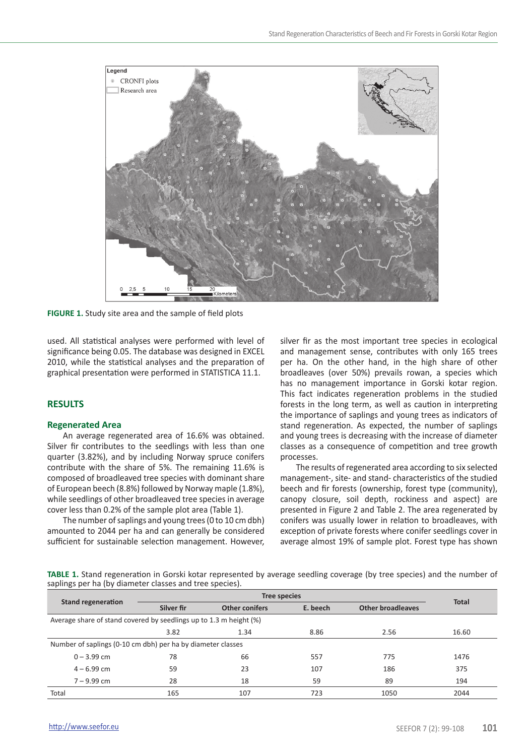FIGURE 1. Study site area and the sample of field plots

used. All statistical analyses were performed with level of significance being 0.05. The database was designed in EXCEL 2010, while the statistical analyses and the preparation of graphical presentation were performed in STATISTICA 11.1.

## RESULTS

### Regenerated Area

An average regenerated area of 16.6% was obtained. Silver fir contributes to the seedlings with less than one quarter (3.82%), and by including Norway spruce conifers contribute with the share of 5%. The remaining 11.6% is composed of broadleaved tree species with dominant share of European beech (8.8%) followed by Norway maple (1.8%), while seedlings of other broadleaved tree species in average cover less than 0.2% of the sample plot area (Table 1).

The number of saplings and young trees (0 to 10 cm dbh) amounted to 2044 per ha and can generally be considered sufficient for sustainable selection management. However, silver fir as the most important tree species in ecological and management sense, contributes with only 165 trees per ha. On the other hand, in the high share of other broadleaves (over 50%) prevails rowan, a species which has no management importance in Gorski kotar region. This fact indicates regeneration problems in the studied forests in the long term, as well as caution in interpreting the importance of saplings and young trees as indicators of stand regeneration. As expected, the number of saplings and young trees is decreasing with the increase of diameter classes as a consequence of competition and tree growth processes.

The results of regenerated area according to six selected management-, site- and stand- characteristics of the studied beech and fir forests (ownership, forest type (community), canopy closure, soil depth, rockiness and aspect) are presented in Figure 2 and Table 2. The area regenerated by conifers was usually lower in relation to broadleaves, with exception of private forests where conifer seedlings cover in average almost 19% of sample plot. Forest type has shown

**TABLE 1.** Stand regeneration in Gorski kotar represented by average seedling coverage (by tree species) and the number of saplings per ha (by diameter classes and tree species).

| Stand regeneration | Tree species | | | | Total |
|---|---|---|---|---|---|
| | Silver fir | Other conifers | E. beech | Other broadleaves | |
| Average share of stand covered by seedlings up to 1.3 m height (%) | | | | | |
| | 3.82 | 1.34 | 8.86 | 2.56 | 16.60 |
| Number of saplings (0-10 cm dbh) per ha by diameter classes | | | | | |
| 0 – 3.99 cm | 78 | 66 | 557 | 775 | 1476 |
| 4 – 6.99 cm | 59 | 23 | 107 | 186 | 375 |
| 7 – 9.99 cm | 28 | 18 | 59 | 89 | 194 |
| Total | 165 | 107 | 723 | 1050 | 2044 |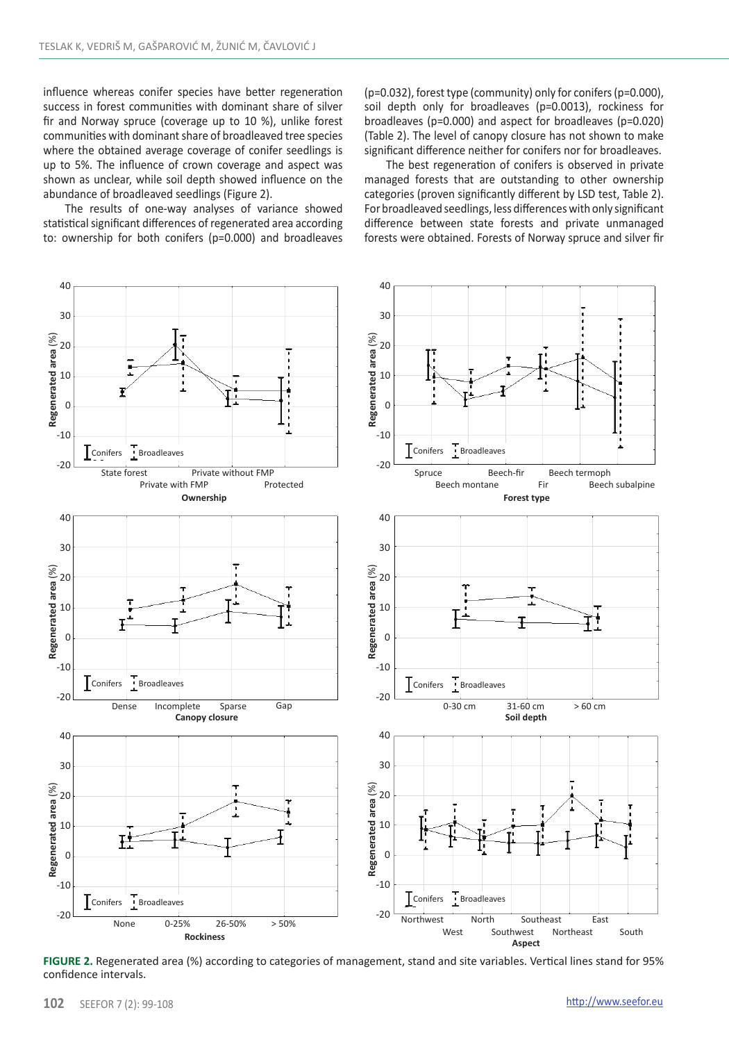influence whereas conifer species have better regeneration success in forest communities with dominant share of silver fir and Norway spruce (coverage up to 10 %), unlike forest communities with dominant share of broadleaved tree species where the obtained average coverage of conifer seedlings is up to 5%. The influence of crown coverage and aspect was shown as unclear, while soil depth showed influence on the abundance of broadleaved seedlings (Figure 2).

The results of one-way analyses of variance showed statistical significant differences of regenerated area according to: ownership for both conifers (p=0.000) and broadleaves (p=0.032), forest type (community) only for conifers (p=0.000), soil depth only for broadleaves (p=0.0013), rockiness for broadleaves (p=0.000) and aspect for broadleaves (p=0.020) (Table 2). The level of canopy closure has not shown to make significant difference neither for conifers nor for broadleaves.

The best regeneration of conifers is observed in private managed forests that are outstanding to other ownership categories (proven significantly different by LSD test, Table 2). For broadleaved seedlings, less differences with only significant difference between state forests and private unmanaged forests were obtained. Forests of Norway spruce and silver fir

**FIGURE 2.** Regenerated area (%) according to categories of management, stand and site variables. Vertical lines stand for 95% confidence intervals.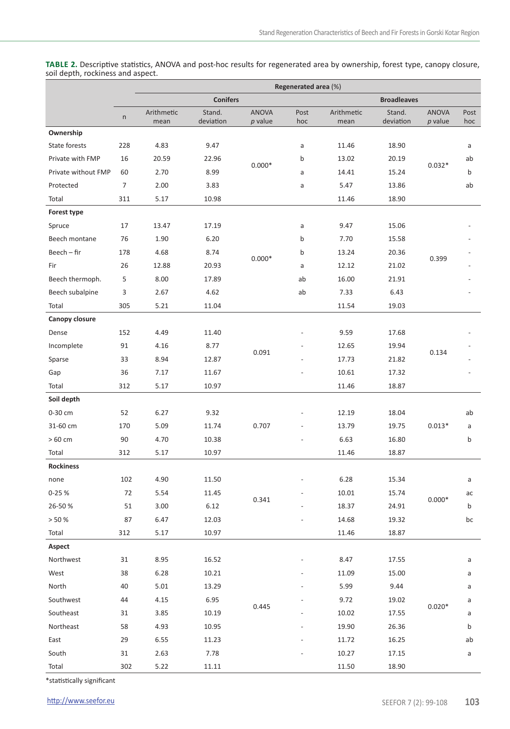**TABLE 2.** Descriptive statistics, ANOVA and post-hoc results for regenerated area by ownership, forest type, canopy closure, soil depth, rockiness and aspect.

| | | Regenerated area (%) | | | | | | | |
|---|---|---|---|---|---|---|---|---|---|
| | | Conifers | | | | Broadleaves | | | |
| | n | Arithmetic mean | Stand. deviation | ANOVA *p* value | Post hoc | Arithmetic mean | Stand. deviation | ANOVA *p* value | Post hoc |
| **Ownership** | | | | | | | | | |
| State forests | 228 | 4.83 | 9.47 | 0.000* | a | 11.46 | 18.90 | 0.032* | a |
| Private with FMP | 16 | 20.59 | 22.96 | | b | 13.02 | 20.19 | | ab |
| Private without FMP | 60 | 2.70 | 8.99 | | a | 14.41 | 15.24 | | b |
| Protected | 7 | 2.00 | 3.83 | | a | 5.47 | 13.86 | | ab |
| Total | 311 | 5.17 | 10.98 | | | 11.46 | 18.90 | | |
| **Forest type** | | | | | | | | | |
| Spruce | 17 | 13.47 | 17.19 | 0.000* | a | 9.47 | 15.06 | 0.399 | - |
| Beech montane | 76 | 1.90 | 6.20 | | b | 7.70 | 15.58 | | - |
| Beech – fir | 178 | 4.68 | 8.74 | | b | 13.24 | 20.36 | | - |
| Fir | 26 | 12.88 | 20.93 | | a | 12.12 | 21.02 | | - |
| Beech thermoph. | 5 | 8.00 | 17.89 | | ab | 16.00 | 21.91 | | - |
| Beech subalpine | 3 | 2.67 | 4.62 | | ab | 7.33 | 6.43 | | - |
| Total | 305 | 5.21 | 11.04 | | | 11.54 | 19.03 | | |
| **Canopy closure** | | | | | | | | | |
| Dense | 152 | 4.49 | 11.40 | 0.091 | - | 9.59 | 17.68 | 0.134 | - |
| Incomplete | 91 | 4.16 | 8.77 | | - | 12.65 | 19.94 | | - |
| Sparse | 33 | 8.94 | 12.87 | | - | 17.73 | 21.82 | | - |
| Gap | 36 | 7.17 | 11.67 | | - | 10.61 | 17.32 | | - |
| Total | 312 | 5.17 | 10.97 | | | 11.46 | 18.87 | | |
| **Soil depth** | | | | | | | | | |
| 0-30 cm | 52 | 6.27 | 9.32 | 0.707 | - | 12.19 | 18.04 | 0.013* | ab |
| 31-60 cm | 170 | 5.09 | 11.74 | | - | 13.79 | 19.75 | | a |
| > 60 cm | 90 | 4.70 | 10.38 | | - | 6.63 | 16.80 | | b |
| Total | 312 | 5.17 | 10.97 | | | 11.46 | 18.87 | | |
| **Rockiness** | | | | | | | | | |
| none | 102 | 4.90 | 11.50 | 0.341 | - | 6.28 | 15.34 | 0.000* | a |
| 0-25 % | 72 | 5.54 | 11.45 | | - | 10.01 | 15.74 | | ac |
| 26-50 % | 51 | 3.00 | 6.12 | | - | 18.37 | 24.91 | | b |
| > 50 % | 87 | 6.47 | 12.03 | | - | 14.68 | 19.32 | | bc |
| Total | 312 | 5.17 | 10.97 | | | 11.46 | 18.87 | | |
| **Aspect** | | | | | | | | | |
| Northwest | 31 | 8.95 | 16.52 | 0.445 | - | 8.47 | 17.55 | 0.020* | a |
| West | 38 | 6.28 | 10.21 | | - | 11.09 | 15.00 | | a |
| North | 40 | 5.01 | 13.29 | | - | 5.99 | 9.44 | | a |
| Southwest | 44 | 4.15 | 6.95 | | - | 9.72 | 19.02 | | a |
| Southeast | 31 | 3.85 | 10.19 | | - | 10.02 | 17.55 | | a |
| Northeast | 58 | 4.93 | 10.95 | | - | 19.90 | 26.36 | | b |
| East | 29 | 6.55 | 11.23 | | - | 11.72 | 16.25 | | ab |
| South | 31 | 2.63 | 7.78 | | - | 10.27 | 17.15 | | a |
| Total | 302 | 5.22 | 11.11 | | | 11.50 | 18.90 | | |

*statistically significant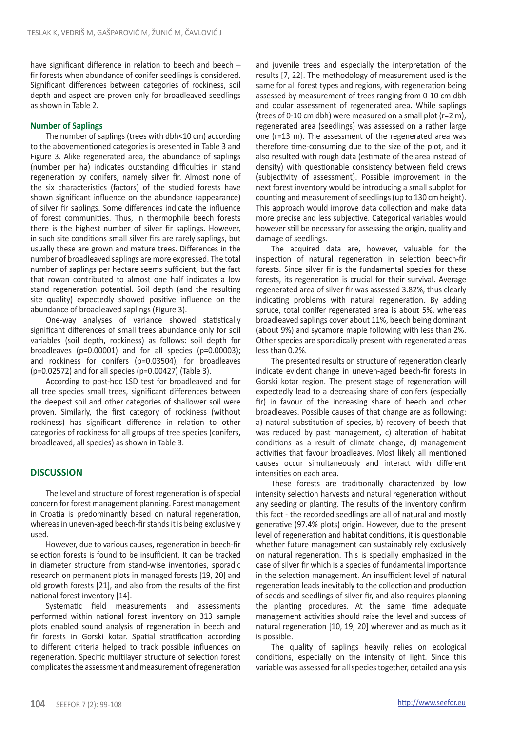have significant difference in relation to beech and beech – fir forests when abundance of conifer seedlings is considered. Significant differences between categories of rockiness, soil depth and aspect are proven only for broadleaved seedlings as shown in Table 2.

### Number of Saplings

The number of saplings (trees with dbh<10 cm) according to the abovementioned categories is presented in Table 3 and Figure 3. Alike regenerated area, the abundance of saplings (number per ha) indicates outstanding difficulties in stand regeneration by conifers, namely silver fir. Almost none of the six characteristics (factors) of the studied forests have shown significant influence on the abundance (appearance) of silver fir saplings. Some differences indicate the influence of forest communities. Thus, in thermophile beech forests there is the highest number of silver fir saplings. However, in such site conditions small silver firs are rarely saplings, but usually these are grown and mature trees. Differences in the number of broadleaved saplings are more expressed. The total number of saplings per hectare seems sufficient, but the fact that rowan contributed to almost one half indicates a low stand regeneration potential. Soil depth (and the resulting site quality) expectedly showed positive influence on the abundance of broadleaved saplings (Figure 3).

One-way analyses of variance showed statistically significant differences of small trees abundance only for soil variables (soil depth, rockiness) as follows: soil depth for broadleaves ($p=0.00001$) and for all species ($p=0.00003$); and rockiness for conifers ($p=0.03504$), for broadleaves ($p=0.02572$) and for all species ($p=0.00427$) (Table 3).

According to post-hoc LSD test for broadleaved and for all tree species small trees, significant differences between the deepest soil and other categories of shallower soil were proven. Similarly, the first category of rockiness (without rockiness) has significant difference in relation to other categories of rockiness for all groups of tree species (conifers, broadleaved, all species) as shown in Table 3.

## DISCUSSION

The level and structure of forest regeneration is of special concern for forest management planning. Forest management in Croatia is predominantly based on natural regeneration, whereas in uneven-aged beech-fir stands it is being exclusively used.

However, due to various causes, regeneration in beech-fir selection forests is found to be insufficient. It can be tracked in diameter structure from stand-wise inventories, sporadic research on permanent plots in managed forests [19, 20] and old growth forests [21], and also from the results of the first national forest inventory [14].

Systematic field measurements and assessments performed within national forest inventory on 313 sample plots enabled sound analysis of regeneration in beech and fir forests in Gorski kotar. Spatial stratification according to different criteria helped to track possible influences on regeneration. Specific multilayer structure of selection forest complicates the assessment and measurement of regeneration and juvenile trees and especially the interpretation of the results [7, 22]. The methodology of measurement used is the same for all forest types and regions, with regeneration being assessed by measurement of trees ranging from 0-10 cm dbh and ocular assessment of regenerated area. While saplings (trees of 0-10 cm dbh) were measured on a small plot (r=2 m), regenerated area (seedlings) was assessed on a rather large one (r=13 m). The assessment of the regenerated area was therefore time-consuming due to the size of the plot, and it also resulted with rough data (estimate of the area instead of density) with questionable consistency between field crews (subjectivity of assessment). Possible improvement in the next forest inventory would be introducing a small subplot for counting and measurement of seedlings (up to 130 cm height). This approach would improve data collection and make data more precise and less subjective. Categorical variables would however still be necessary for assessing the origin, quality and damage of seedlings.

The acquired data are, however, valuable for the inspection of natural regeneration in selection beech-fir forests. Since silver fir is the fundamental species for these forests, its regeneration is crucial for their survival. Average regenerated area of silver fir was assessed 3.82%, thus clearly indicating problems with natural regeneration. By adding spruce, total conifer regenerated area is about 5%, whereas broadleaved saplings cover about 11%, beech being dominant (about 9%) and sycamore maple following with less than 2%. Other species are sporadically present with regenerated areas less than 0.2%.

The presented results on structure of regeneration clearly indicate evident change in uneven-aged beech-fir forests in Gorski kotar region. The present stage of regeneration will expectedly lead to a decreasing share of conifers (especially fir) in favour of the increasing share of beech and other broadleaves. Possible causes of that change are as following: a) natural substitution of species, b) recovery of beech that was reduced by past management, c) alteration of habitat conditions as a result of climate change, d) management activities that favour broadleaves. Most likely all mentioned causes occur simultaneously and interact with different intensities on each area.

These forests are traditionally characterized by low intensity selection harvests and natural regeneration without any seeding or planting. The results of the inventory confirm this fact - the recorded seedlings are all of natural and mostly generative (97.4% plots) origin. However, due to the present level of regeneration and habitat conditions, it is questionable whether future management can sustainably rely exclusively on natural regeneration. This is specially emphasized in the case of silver fir which is a species of fundamental importance in the selection management. An insufficient level of natural regeneration leads inevitably to the collection and production of seeds and seedlings of silver fir, and also requires planning the planting procedures. At the same time adequate management activities should raise the level and success of natural regeneration [10, 19, 20] wherever and as much as it is possible.

The quality of saplings heavily relies on ecological conditions, especially on the intensity of light. Since this variable was assessed for all species together, detailed analysis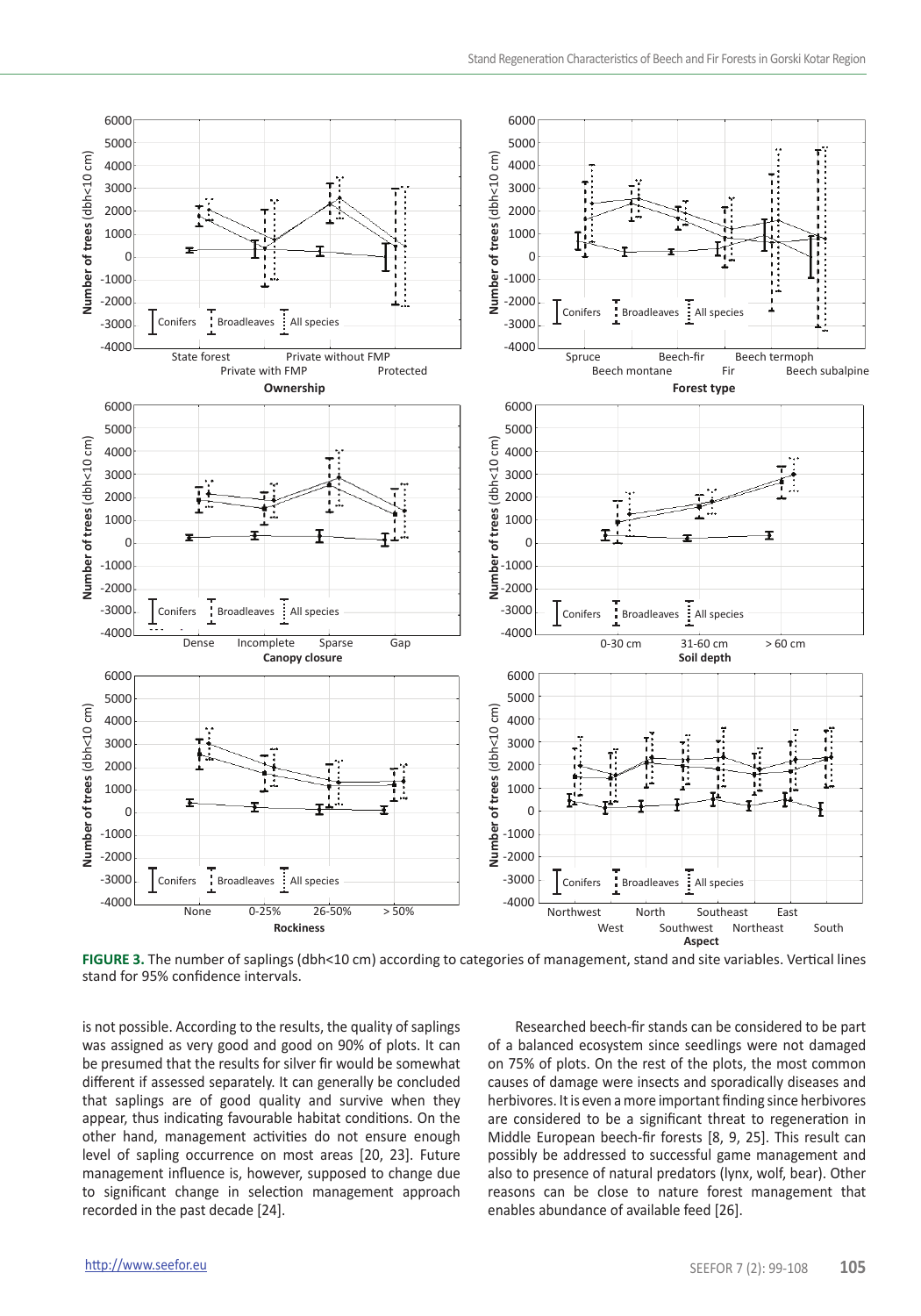FIGURE 3. The number of saplings (dbh<10 cm) according to categories of management, stand and site variables. Vertical lines stand for 95% confidence intervals.

is not possible. According to the results, the quality of saplings was assigned as very good and good on 90% of plots. It can be presumed that the results for silver fir would be somewhat different if assessed separately. It can generally be concluded that saplings are of good quality and survive when they appear, thus indicating favourable habitat conditions. On the other hand, management activities do not ensure enough level of sapling occurrence on most areas [20, 23]. Future management influence is, however, supposed to change due to significant change in selection management approach recorded in the past decade [24].

Researched beech-fir stands can be considered to be part of a balanced ecosystem since seedlings were not damaged on 75% of plots. On the rest of the plots, the most common causes of damage were insects and sporadically diseases and herbivores. It is even a more important finding since herbivores are considered to be a significant threat to regeneration in Middle European beech-fir forests [8, 9, 25]. This result can possibly be addressed to successful game management and also to presence of natural predators (lynx, wolf, bear). Other reasons can be close to nature forest management that enables abundance of available feed [26].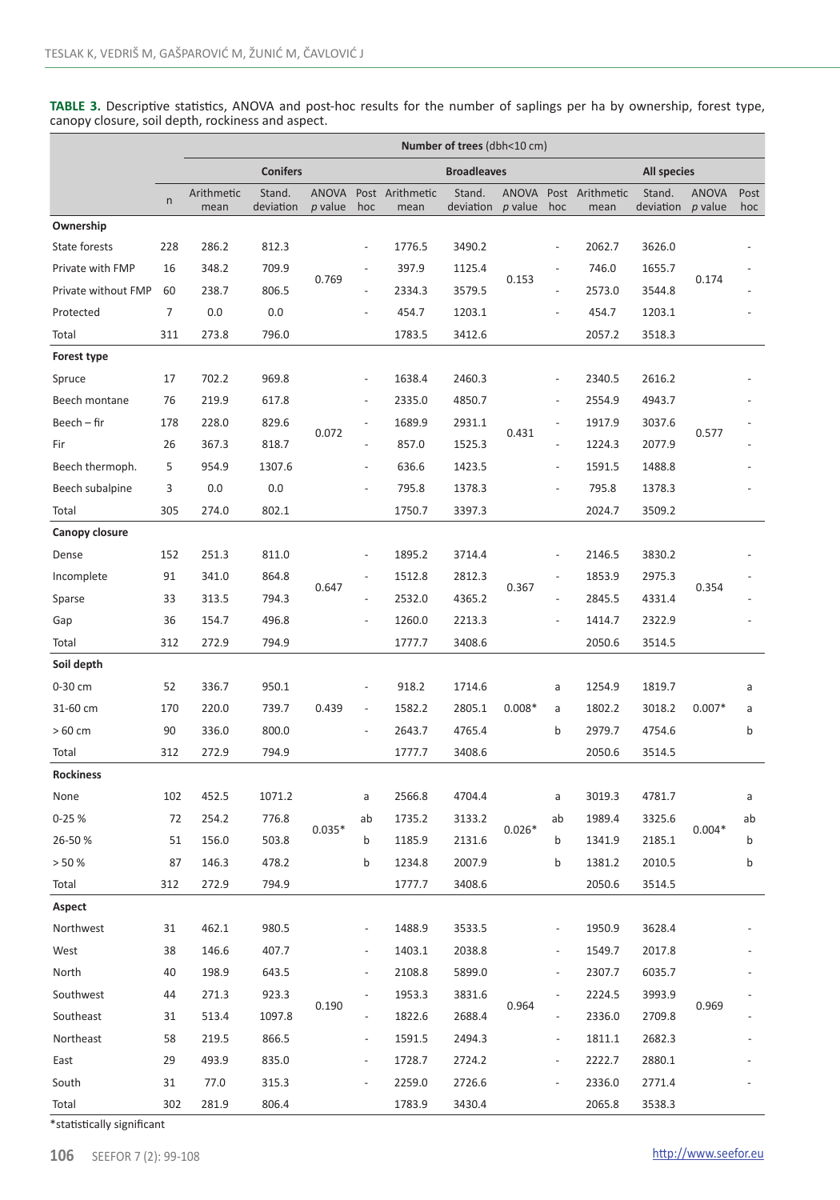**TABLE 3.** Descriptive statistics, ANOVA and post-hoc results for the number of saplings per ha by ownership, forest type, canopy closure, soil depth, rockiness and aspect.

| | | Number of trees (dbh<10 cm) | | | | | | | | | | | |
|---|---|---|---|---|---|---|---|---|---|---|---|---|---|
| | | Conifers | | | | Broadleaves | | | | All species | | | |
| | n | Arithmetic mean | Stand. deviation | ANOVA *p* value | Post hoc | Arithmetic mean | Stand. deviation | ANOVA *p* value | Post hoc | Arithmetic mean | Stand. deviation | ANOVA *p* value | Post hoc |
| **Ownership** | | | | | | | | | | | | | |
| State forests | 228 | 286.2 | 812.3 | 0.769 | - | 1776.5 | 3490.2 | 0.153 | - | 2062.7 | 3626.0 | 0.174 | - |
| Private with FMP | 16 | 348.2 | 709.9 | | - | 397.9 | 1125.4 | | - | 746.0 | 1655.7 | | - |
| Private without FMP | 60 | 238.7 | 806.5 | | - | 2334.3 | 3579.5 | | - | 2573.0 | 3544.8 | | - |
| Protected | 7 | 0.0 | 0.0 | | - | 454.7 | 1203.1 | | - | 454.7 | 1203.1 | | - |
| Total | 311 | 273.8 | 796.0 | | | 1783.5 | 3412.6 | | | 2057.2 | 3518.3 | | |
| **Forest type** | | | | | | | | | | | | | |
| Spruce | 17 | 702.2 | 969.8 | 0.072 | - | 1638.4 | 2460.3 | 0.431 | - | 2340.5 | 2616.2 | 0.577 | - |
| Beech montane | 76 | 219.9 | 617.8 | | - | 2335.0 | 4850.7 | | - | 2554.9 | 4943.7 | | - |
| Beech – fir | 178 | 228.0 | 829.6 | | - | 1689.9 | 2931.1 | | - | 1917.9 | 3037.6 | | - |
| Fir | 26 | 367.3 | 818.7 | | - | 857.0 | 1525.3 | | - | 1224.3 | 2077.9 | | - |
| Beech thermoph. | 5 | 954.9 | 1307.6 | | - | 636.6 | 1423.5 | | - | 1591.5 | 1488.8 | | - |
| Beech subalpine | 3 | 0.0 | 0.0 | | - | 795.8 | 1378.3 | | - | 795.8 | 1378.3 | | - |
| Total | 305 | 274.0 | 802.1 | | | 1750.7 | 3397.3 | | | 2024.7 | 3509.2 | | |
| **Canopy closure** | | | | | | | | | | | | | |
| Dense | 152 | 251.3 | 811.0 | 0.647 | - | 1895.2 | 3714.4 | 0.367 | - | 2146.5 | 3830.2 | 0.354 | - |
| Incomplete | 91 | 341.0 | 864.8 | | - | 1512.8 | 2812.3 | | - | 1853.9 | 2975.3 | | - |
| Sparse | 33 | 313.5 | 794.3 | | - | 2532.0 | 4365.2 | | - | 2845.5 | 4331.4 | | - |
| Gap | 36 | 154.7 | 496.8 | | - | 1260.0 | 2213.3 | | - | 1414.7 | 2322.9 | | - |
| Total | 312 | 272.9 | 794.9 | | | 1777.7 | 3408.6 | | | 2050.6 | 3514.5 | | |
| **Soil depth** | | | | | | | | | | | | | |
| 0-30 cm | 52 | 336.7 | 950.1 | 0.439 | - | 918.2 | 1714.6 | 0.008* | a | 1254.9 | 1819.7 | 0.007* | a |
| 31-60 cm | 170 | 220.0 | 739.7 | | - | 1582.2 | 2805.1 | | a | 1802.2 | 3018.2 | | a |
| > 60 cm | 90 | 336.0 | 800.0 | | - | 2643.7 | 4765.4 | | b | 2979.7 | 4754.6 | | b |
| Total | 312 | 272.9 | 794.9 | | | 1777.7 | 3408.6 | | | 2050.6 | 3514.5 | | |
| **Rockiness** | | | | | | | | | | | | | |
| None | 102 | 452.5 | 1071.2 | 0.035* | a | 2566.8 | 4704.4 | 0.026* | a | 3019.3 | 4781.7 | 0.004* | a |
| 0-25 % | 72 | 254.2 | 776.8 | | ab | 1735.2 | 3133.2 | | ab | 1989.4 | 3325.6 | | ab |
| 26-50 % | 51 | 156.0 | 503.8 | | b | 1185.9 | 2131.6 | | b | 1341.9 | 2185.1 | | b |
| > 50 % | 87 | 146.3 | 478.2 | | b | 1234.8 | 2007.9 | | b | 1381.2 | 2010.5 | | b |
| Total | 312 | 272.9 | 794.9 | | | 1777.7 | 3408.6 | | | 2050.6 | 3514.5 | | |
| **Aspect** | | | | | | | | | | | | | |
| Northwest | 31 | 462.1 | 980.5 | 0.190 | - | 1488.9 | 3533.5 | 0.964 | - | 1950.9 | 3628.4 | 0.969 | - |
| West | 38 | 146.6 | 407.7 | | - | 1403.1 | 2038.8 | | - | 1549.7 | 2017.8 | | - |
| North | 40 | 198.9 | 643.5 | | - | 2108.8 | 5899.0 | | - | 2307.7 | 6035.7 | | - |
| Southwest | 44 | 271.3 | 923.3 | | - | 1953.3 | 3831.6 | | - | 2224.5 | 3993.9 | | - |
| Southeast | 31 | 513.4 | 1097.8 | | - | 1822.6 | 2688.4 | | - | 2336.0 | 2709.8 | | - |
| Northeast | 58 | 219.5 | 866.5 | | - | 1591.5 | 2494.3 | | - | 1811.1 | 2682.3 | | - |
| East | 29 | 493.9 | 835.0 | | - | 1728.7 | 2724.2 | | - | 2222.7 | 2880.1 | | - |
| South | 31 | 77.0 | 315.3 | | - | 2259.0 | 2726.6 | | - | 2336.0 | 2771.4 | | - |
| Total | 302 | 281.9 | 806.4 | | | 1783.9 | 3430.4 | | | 2065.8 | 3538.3 | | |

*statistically significant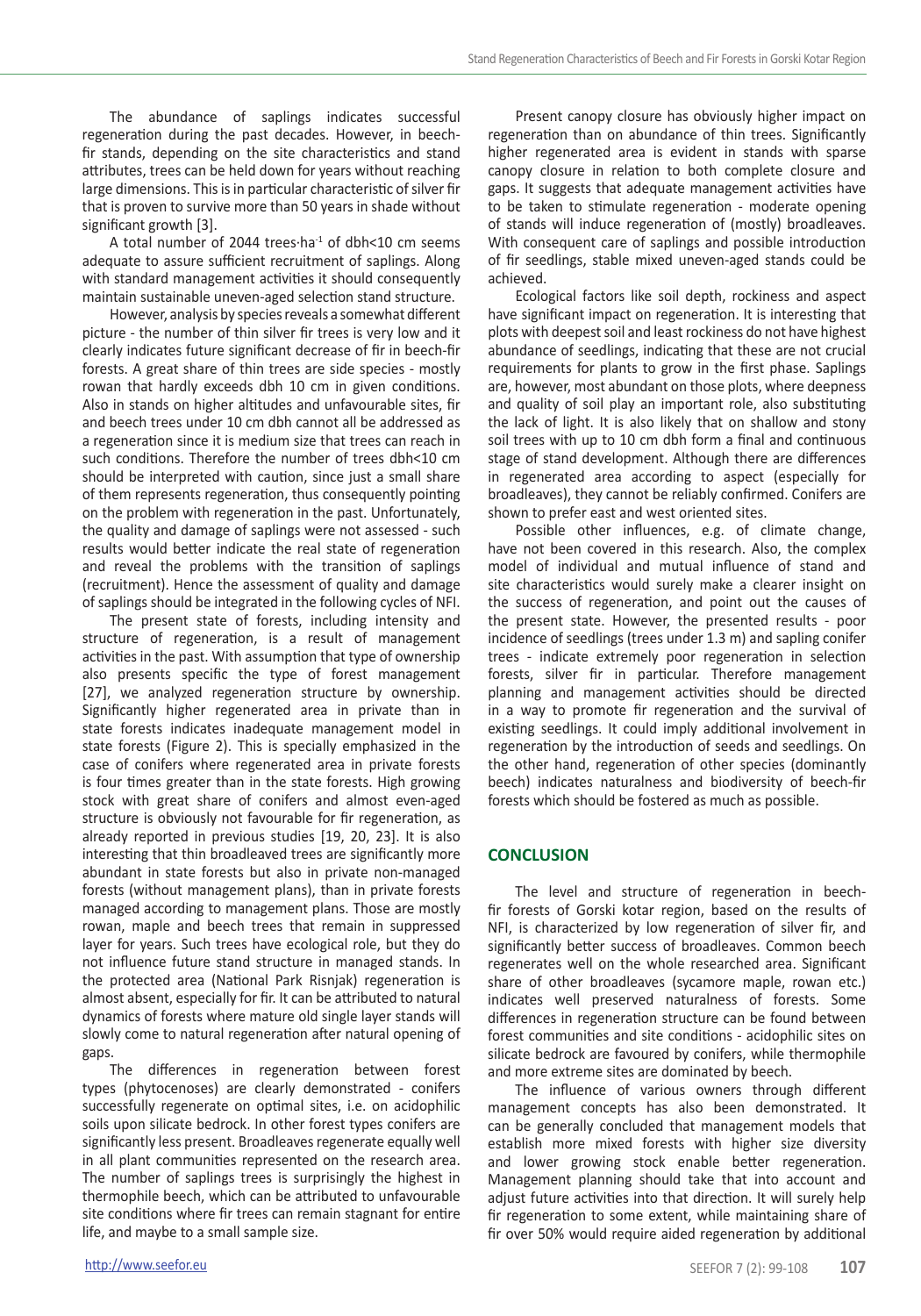The abundance of saplings indicates successful regeneration during the past decades. However, in beech-fir stands, depending on the site characteristics and stand attributes, trees can be held down for years without reaching large dimensions. This is in particular characteristic of silver fir that is proven to survive more than 50 years in shade without significant growth [3].

A total number of 2044 trees·ha$^{-1}$ of dbh<10 cm seems adequate to assure sufficient recruitment of saplings. Along with standard management activities it should consequently maintain sustainable uneven-aged selection stand structure.

However, analysis by species reveals a somewhat different picture - the number of thin silver fir trees is very low and it clearly indicates future significant decrease of fir in beech-fir forests. A great share of thin trees are side species - mostly rowan that hardly exceeds dbh 10 cm in given conditions. Also in stands on higher altitudes and unfavourable sites, fir and beech trees under 10 cm dbh cannot all be addressed as a regeneration since it is medium size that trees can reach in such conditions. Therefore the number of trees dbh<10 cm should be interpreted with caution, since just a small share of them represents regeneration, thus consequently pointing on the problem with regeneration in the past. Unfortunately, the quality and damage of saplings were not assessed - such results would better indicate the real state of regeneration and reveal the problems with the transition of saplings (recruitment). Hence the assessment of quality and damage of saplings should be integrated in the following cycles of NFI.

The present state of forests, including intensity and structure of regeneration, is a result of management activities in the past. With assumption that type of ownership also presents specific the type of forest management [27], we analyzed regeneration structure by ownership. Significantly higher regenerated area in private than in state forests indicates inadequate management model in state forests (Figure 2). This is specially emphasized in the case of conifers where regenerated area in private forests is four times greater than in the state forests. High growing stock with great share of conifers and almost even-aged structure is obviously not favourable for fir regeneration, as already reported in previous studies [19, 20, 23]. It is also interesting that thin broadleaved trees are significantly more abundant in state forests but also in private non-managed forests (without management plans), than in private forests managed according to management plans. Those are mostly rowan, maple and beech trees that remain in suppressed layer for years. Such trees have ecological role, but they do not influence future stand structure in managed stands. In the protected area (National Park Risnjak) regeneration is almost absent, especially for fir. It can be attributed to natural dynamics of forests where mature old single layer stands will slowly come to natural regeneration after natural opening of gaps.

The differences in regeneration between forest types (phytocenoses) are clearly demonstrated - conifers successfully regenerate on optimal sites, i.e. on acidophilic soils upon silicate bedrock. In other forest types conifers are significantly less present. Broadleaves regenerate equally well in all plant communities represented on the research area. The number of saplings trees is surprisingly the highest in thermophile beech, which can be attributed to unfavourable site conditions where fir trees can remain stagnant for entire life, and maybe to a small sample size.

Present canopy closure has obviously higher impact on regeneration than on abundance of thin trees. Significantly higher regenerated area is evident in stands with sparse canopy closure in relation to both complete closure and gaps. It suggests that adequate management activities have to be taken to stimulate regeneration - moderate opening of stands will induce regeneration of (mostly) broadleaves. With consequent care of saplings and possible introduction of fir seedlings, stable mixed uneven-aged stands could be achieved.

Ecological factors like soil depth, rockiness and aspect have significant impact on regeneration. It is interesting that plots with deepest soil and least rockiness do not have highest abundance of seedlings, indicating that these are not crucial requirements for plants to grow in the first phase. Saplings are, however, most abundant on those plots, where deepness and quality of soil play an important role, also substituting the lack of light. It is also likely that on shallow and stony soil trees with up to 10 cm dbh form a final and continuous stage of stand development. Although there are differences in regenerated area according to aspect (especially for broadleaves), they cannot be reliably confirmed. Conifers are shown to prefer east and west oriented sites.

Possible other influences, e.g. of climate change, have not been covered in this research. Also, the complex model of individual and mutual influence of stand and site characteristics would surely make a clearer insight on the success of regeneration, and point out the causes of the present state. However, the presented results - poor incidence of seedlings (trees under 1.3 m) and sapling conifer trees - indicate extremely poor regeneration in selection forests, silver fir in particular. Therefore management planning and management activities should be directed in a way to promote fir regeneration and the survival of existing seedlings. It could imply additional involvement in regeneration by the introduction of seeds and seedlings. On the other hand, regeneration of other species (dominantly beech) indicates naturalness and biodiversity of beech-fir forests which should be fostered as much as possible.

## CONCLUSION

The level and structure of regeneration in beech-fir forests of Gorski kotar region, based on the results of NFI, is characterized by low regeneration of silver fir, and significantly better success of broadleaves. Common beech regenerates well on the whole researched area. Significant share of other broadleaves (sycamore maple, rowan etc.) indicates well preserved naturalness of forests. Some differences in regeneration structure can be found between forest communities and site conditions - acidophilic sites on silicate bedrock are favoured by conifers, while thermophile and more extreme sites are dominated by beech.

The influence of various owners through different management concepts has also been demonstrated. It can be generally concluded that management models that establish more mixed forests with higher size diversity and lower growing stock enable better regeneration. Management planning should take that into account and adjust future activities into that direction. It will surely help fir regeneration to some extent, while maintaining share of fir over 50% would require aided regeneration by additional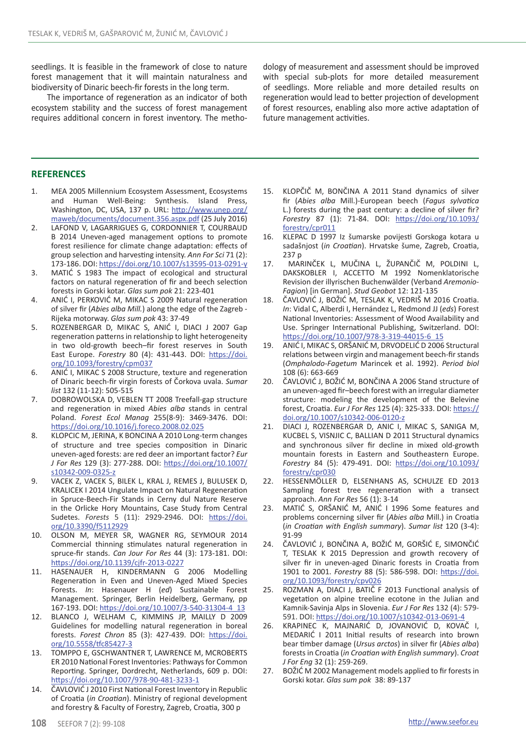seedlings. It is feasible in the framework of close to nature forest management that it will maintain naturalness and biodiversity of Dinaric beech-fir forests in the long term.

The importance of regeneration as an indicator of both ecosystem stability and the success of forest management requires additional concern in forest inventory. The methodology of measurement and assessment should be improved with special sub-plots for more detailed measurement of seedlings. More reliable and more detailed results on regeneration would lead to better projection of development of forest resources, enabling also more active adaptation of future management activities.

## REFERENCES

1. MEA 2005 Millennium Ecosystem Assessment, Ecosystems and Human Well-Being: Synthesis. Island Press, Washington, DC, USA, 137 p. URL: http://www.unep.org/maweb/documents/document.356.aspx.pdf (25 July 2016)
2. LAFOND V, LAGARRIGUES G, CORDONNIER T, COURBAUD B 2014 Uneven-aged management options to promote forest resilience for climate change adaptation: effects of group selection and harvesting intensity. *Ann For Sci* 71 (2): 173-186. DOI: https://doi.org/10.1007/s13595-013-0291-y
3. MATIĆ S 1983 The impact of ecological and structural factors on natural regeneration of fir and beech selection forests in Gorski kotar. *Glas sum pok* 21: 223-401
4. ANIĆ I, PERKOVIĆ M, MIKAC S 2009 Natural regeneration of silver fir (*Abies alba Mill.*) along the edge of the Zagreb - Rijeka motorway. *Glas sum pok* 43: 37-49
5. ROZENBERGAR D, MIKAC S, ANIĆ I, DIACI J 2007 Gap regeneration patterns in relationship to light heterogeneity in two old-growth beech–fir forest reserves in South East Europe. *Forestry* 80 (4): 431-443. DOI: https://doi.org/10.1093/forestry/cpm037
6. ANIĆ I, MIKAC S 2008 Structure, texture and regeneration of Dinaric beech-fir virgin forests of Čorkova uvala. *Sumar list* 132 (11-12): 505-515
7. DOBROWOLSKA D, VEBLEN TT 2008 Treefall-gap structure and regeneration in mixed *Abies alba* stands in central Poland. *Forest Ecol Manag* 255(8-9): 3469-3476. DOI: https://doi.org/10.1016/j.foreco.2008.02.025
8. KLOPCIC M, JERINA, K BONCINA A 2010 Long-term changes of structure and tree species composition in Dinaric uneven-aged forests: are red deer an important factor? *Eur J For Res* 129 (3): 277-288. DOI: https://doi.org/10.1007/s10342-009-0325-z
9. VACEK Z, VACEK S, BILEK L, KRAL J, REMES J, BULUSEK D, KRALICEK I 2014 Ungulate Impact on Natural Regeneration in Spruce-Beech-Fir Stands in Cerny dul Nature Reserve in the Orlicke Hory Mountains, Case Study from Central Sudetes. *Forests* 5 (11): 2929-2946. DOI: https://doi.org/10.3390/f5112929
10. OLSON M, MEYER SR, WAGNER RG, SEYMOUR 2014 Commercial thinning stimulates natural regeneration in spruce-fir stands. *Can Jour For Res* 44 (3): 173-181. DOI: https://doi.org/10.1139/cjfr-2013-0227
11. HASENAUER H, KINDERMANN G 2006 Modelling Regeneration in Even and Uneven-Aged Mixed Species Forests. *In*: Hasenauer H (*ed*) Sustainable Forest Management. Springer, Berlin Heidelberg, Germany, pp 167-193. DOI: https://doi.org/10.1007/3-540-31304-4_13
12. BLANCO J, WELHAM C, KIMMINS JP, MAILLY D 2009 Guidelines for modelling natural regeneration in boreal forests. *Forest Chron* 85 (3): 427-439. DOI: https://doi.org/10.5558/tfc85427-3
13. TOMPPO E, GSCHWANTNER T, LAWRENCE M, MCROBERTS ER 2010 National Forest Inventories: Pathways for Common Reporting. Springer, Dordrecht, Netherlands, 609 p. DOI: https://doi.org/10.1007/978-90-481-3233-1
14. ČAVLOVIĆ J 2010 First National Forest Inventory in Republic of Croatia (*in Croatian*). Ministry of regional development and forestry & Faculty of Forestry, Zagreb, Croatia, 300 p
15. KLOPČIČ M, BONČINA A 2011 Stand dynamics of silver fir (*Abies alba* Mill.)-European beech (*Fagus sylvatica* L.) forests during the past century: a decline of silver fir? *Forestry* 87 (1): 71-84. DOI: https://doi.org/10.1093/forestry/cpr011
16. KLEPAC D 1997 Iz šumarske povijesti Gorskoga kotara u sadašnjost (*in Croatian*). Hrvatske šume, Zagreb, Croatia, 237 p
17. MARINČEK L, MUČINA L, ŽUPANČIČ M, POLDINI L, DAKSKOBLER I, ACCETTO M 1992 Nomenklatorische Revision der illyrischen Buchenwälder (Verband *Aremonio-Fagion*) [in German]. *Stud Geobot* 12: 121-135
18. ČAVLOVIĆ J, BOŽIĆ M, TESLAK K, VEDRIŠ M 2016 Croatia. *In*: Vidal C, Alberdi I, Hernández L, Redmond JJ (*eds*) Forest National Inventories: Assessment of Wood Availability and Use. Springer International Publishing, Switzerland. DOI: https://doi.org/10.1007/978-3-319-44015-6_15
19. ANIĆ I, MIKAC S, ORŠANIĆ M, DRVODELIĆ D 2006 Structural relations between virgin and management beech-fir stands (*Omphalodo-Fagetum* Marincek et al. 1992). *Period biol* 108 (6): 663-669
20. ČAVLOVIĆ J, BOŽIĆ M, BONČINA A 2006 Stand structure of an uneven-aged fir–beech forest with an irregular diameter structure: modeling the development of the Belevine forest, Croatia. *Eur J For Res* 125 (4): 325-333. DOI: https://doi.org/10.1007/s10342-006-0120-z
21. DIACI J, ROZENBERGAR D, ANIC I, MIKAC S, SANIGA M, KUCBEL S, VISNJIC C, BALLIAN D 2011 Structural dynamics and synchronous silver fir decline in mixed old-growth mountain forests in Eastern and Southeastern Europe. *Forestry* 84 (5): 479-491. DOI: https://doi.org/10.1093/forestry/cpr030
22. HESSENMÖLLER D, ELSENHANS AS, SCHULZE ED 2013 Sampling forest tree regeneration with a transect approach. *Ann For Res* 56 (1): 3-14
23. MATIĆ S, ORŠANIĆ M, ANIĆ I 1996 Some features and problems concerning silver fir (*Abies alba* Mill.) in Croatia (*in Croatian with English summary*). *Sumar list* 120 (3-4): 91-99
24. ČAVLOVIĆ J, BONČINA A, BOŽIĆ M, GORŠIĆ E, SIMONČIĆ T, TESLAK K 2015 Depression and growth recovery of silver fir in uneven-aged Dinaric forests in Croatia from 1901 to 2001. *Forestry* 88 (5): 586-598. DOI: https://doi.org/10.1093/forestry/cpv026
25. ROZMAN A, DIACI J, BATIČ F 2013 Functional analysis of vegetation on alpine treeline ecotone in the Julian and Kamnik-Savinja Alps in Slovenia. *Eur J For Res* 132 (4): 579-591. DOI: https://doi.org/10.1007/s10342-013-0691-4
26. KRAPINEC K, MAJNARIĆ D, JOVANOVIĆ D, KOVAČ I, MEDARIĆ I 2011 Initial results of research into brown bear timber damage (*Ursus arctos*) in silver fir (*Abies alba*) forests in Croatia (*in Croatian with English summary*). *Croat J For Eng* 32 (1): 259-269.
27. BOŽIĆ M 2002 Management models applied to fir forests in Gorski kotar. *Glas sum pok* 38: 89-137